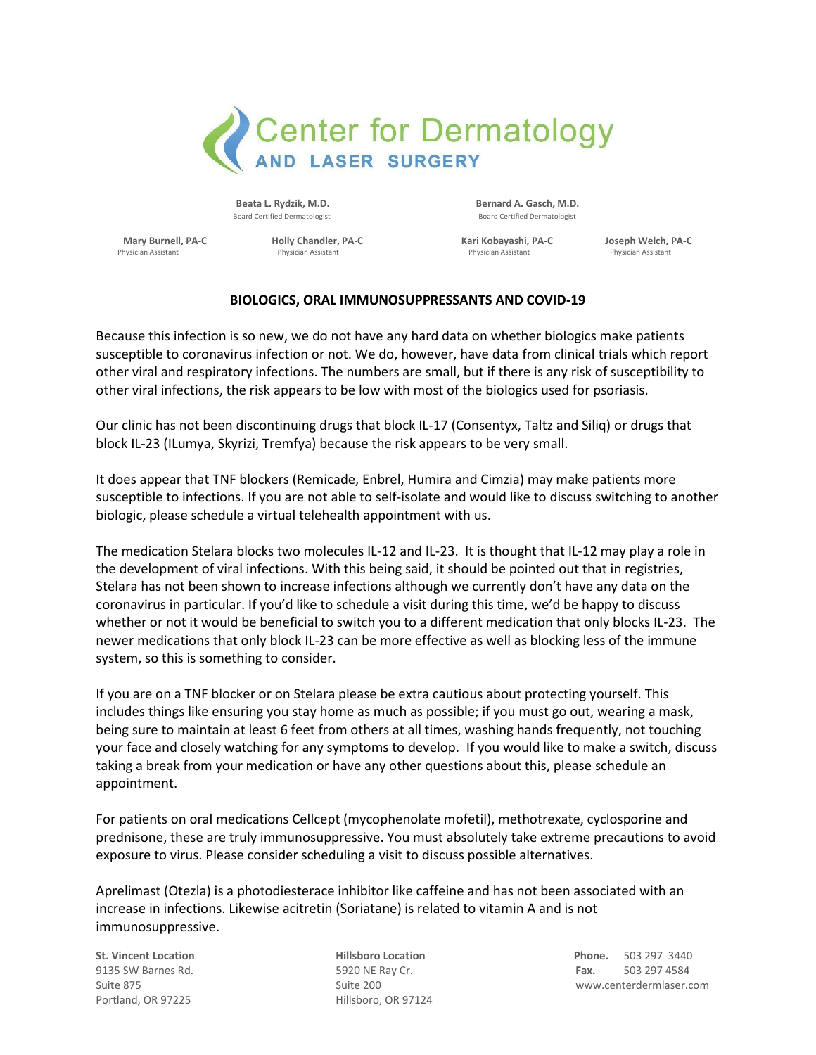# Center for Dermatology AND LASER SURGERY

**Beata L. Rydzik, M.D.**
Board Certified Dermatologist

**Bernard A. Gasch, M.D.**
Board Certified Dermatologist

**Mary Burnell, PA-C**
Physician Assistant

**Holly Chandler, PA-C**
Physician Assistant

**Kari Kobayashi, PA-C**
Physician Assistant

**Joseph Welch, PA-C**
Physician Assistant

## BIOLOGICS, ORAL IMMUNOSUPPRESSANTS AND COVID-19

Because this infection is so new, we do not have any hard data on whether biologics make patients susceptible to coronavirus infection or not. We do, however, have data from clinical trials which report other viral and respiratory infections. The numbers are small, but if there is any risk of susceptibility to other viral infections, the risk appears to be low with most of the biologics used for psoriasis.

Our clinic has not been discontinuing drugs that block IL-17 (Consentyx, Taltz and Siliq) or drugs that block IL-23 (ILumya, Skyrizi, Tremfya) because the risk appears to be very small.

It does appear that TNF blockers (Remicade, Enbrel, Humira and Cimzia) may make patients more susceptible to infections. If you are not able to self-isolate and would like to discuss switching to another biologic, please schedule a virtual telehealth appointment with us.

The medication Stelara blocks two molecules IL-12 and IL-23. It is thought that IL-12 may play a role in the development of viral infections. With this being said, it should be pointed out that in registries, Stelara has not been shown to increase infections although we currently don't have any data on the coronavirus in particular. If you'd like to schedule a visit during this time, we'd be happy to discuss whether or not it would be beneficial to switch you to a different medication that only blocks IL-23. The newer medications that only block IL-23 can be more effective as well as blocking less of the immune system, so this is something to consider.

If you are on a TNF blocker or on Stelara please be extra cautious about protecting yourself. This includes things like ensuring you stay home as much as possible; if you must go out, wearing a mask, being sure to maintain at least 6 feet from others at all times, washing hands frequently, not touching your face and closely watching for any symptoms to develop. If you would like to make a switch, discuss taking a break from your medication or have any other questions about this, please schedule an appointment.

For patients on oral medications Cellcept (mycophenolate mofetil), methotrexate, cyclosporine and prednisone, these are truly immunosuppressive. You must absolutely take extreme precautions to avoid exposure to virus. Please consider scheduling a visit to discuss possible alternatives.

Aprelimast (Otezla) is a photodiesterace inhibitor like caffeine and has not been associated with an increase in infections. Likewise acitretin (Soriatane) is related to vitamin A and is not immunosuppressive.

**St. Vincent Location**
9135 SW Barnes Rd.
Suite 875
Portland, OR 97225

**Hillsboro Location**
5920 NE Ray Cr.
Suite 200
Hillsboro, OR 97124

**Phone.** 503 297 3440
**Fax.** 503 297 4584
www.centerdermlaser.com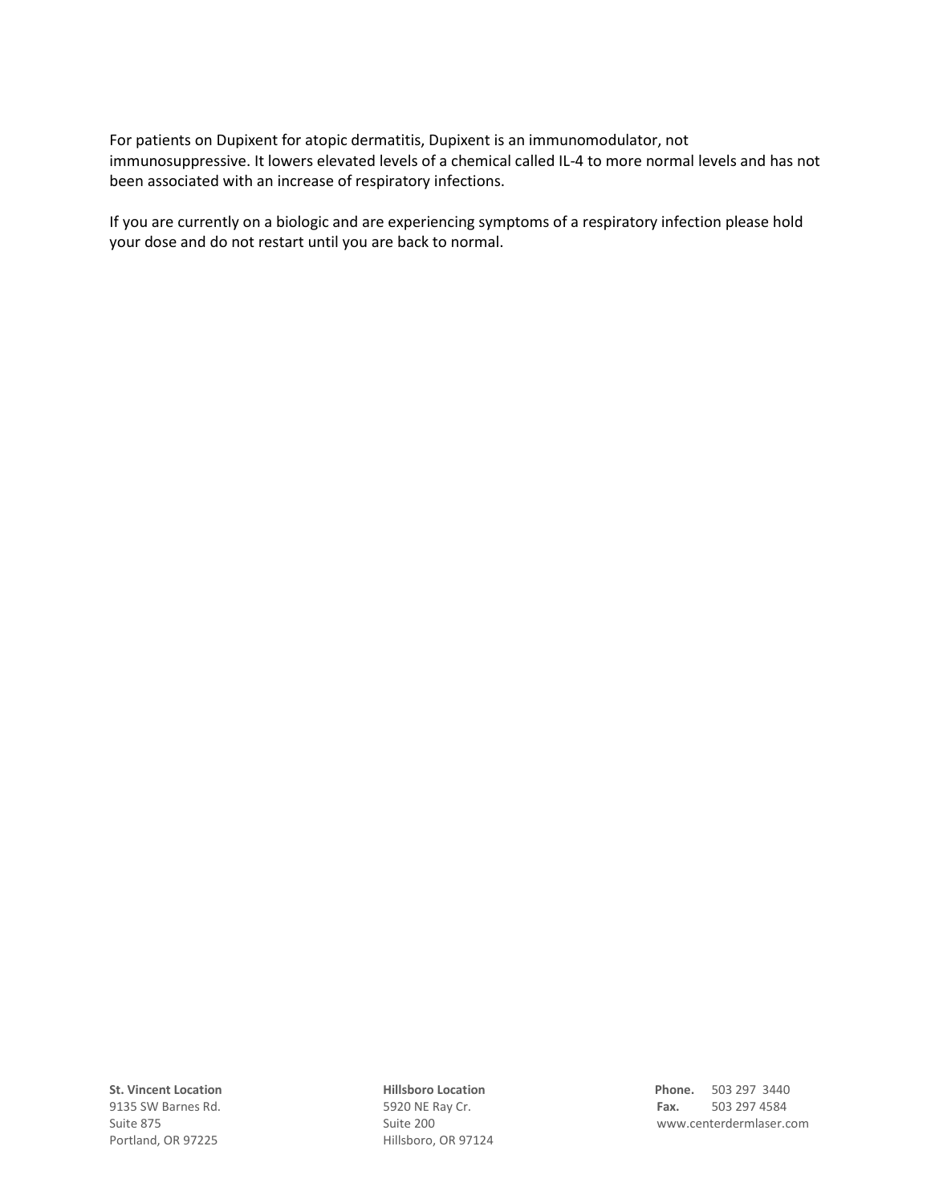For patients on Dupixent for atopic dermatitis, Dupixent is an immunomodulator, not immunosuppressive. It lowers elevated levels of a chemical called IL-4 to more normal levels and has not been associated with an increase of respiratory infections.

If you are currently on a biologic and are experiencing symptoms of a respiratory infection please hold your dose and do not restart until you are back to normal.